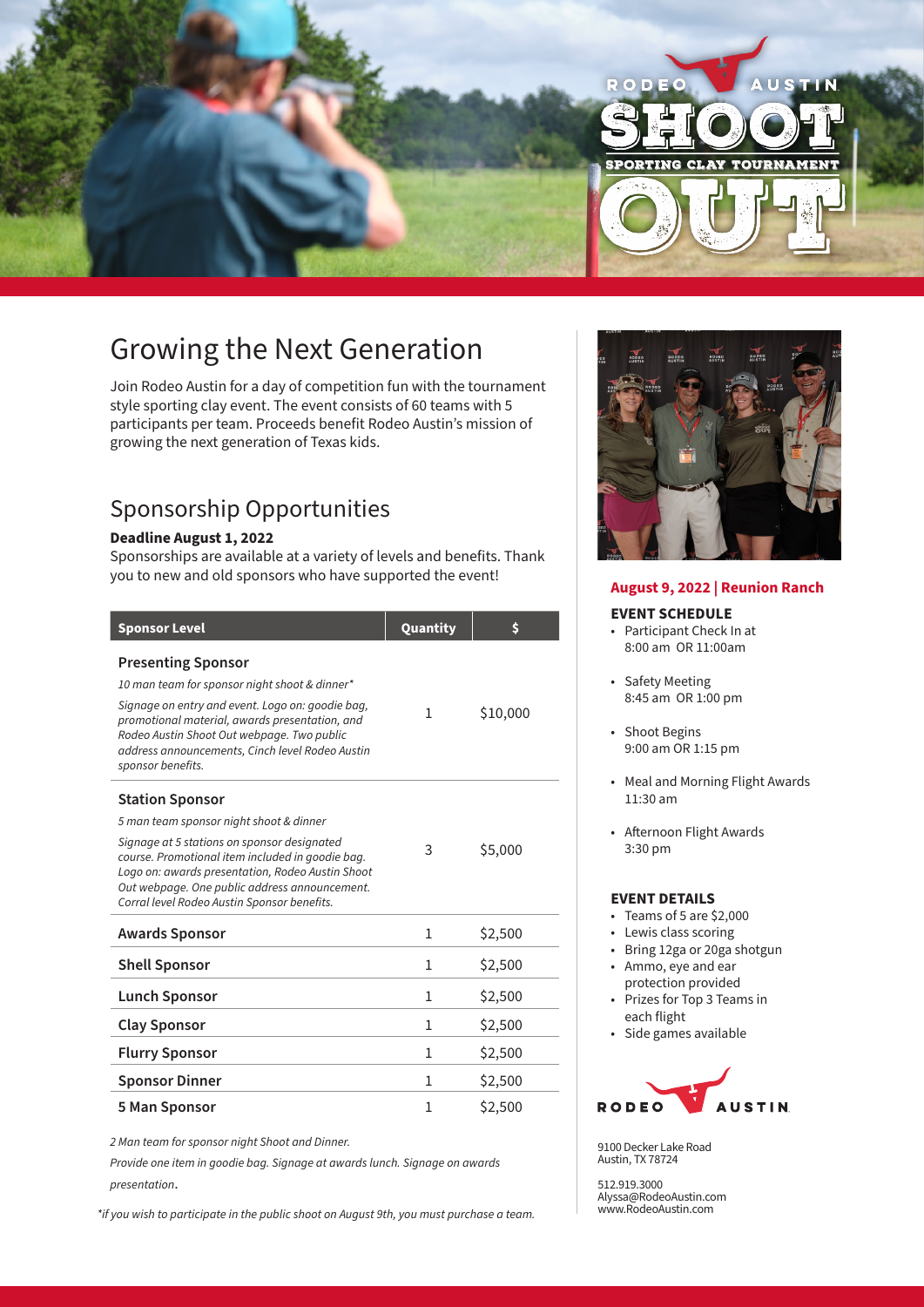RODEO AUSTIN

# SHOOT OUT

SPORTING CLAY TOURNAMENT

## Growing the Next Generation

Join Rodeo Austin for a day of competition fun with the tournament style sporting clay event. The event consists of 60 teams with 5 participants per team. Proceeds benefit Rodeo Austin's mission of growing the next generation of Texas kids.

## Sponsorship Opportunities

**Deadline August 1, 2022**

Sponsorships are available at a variety of levels and benefits. Thank you to new and old sponsors who have supported the event!

| Sponsor Level | Quantity | $ |
|---|---|---|
| **Presenting Sponsor**<br>*10 man team for sponsor night shoot & dinner**<br>*Signage on entry and event. Logo on: goodie bag, promotional material, awards presentation, and Rodeo Austin Shoot Out webpage. Two public address announcements, Cinch level Rodeo Austin sponsor benefits.* | 1 | $10,000 |
| **Station Sponsor**<br>*5 man team sponsor night shoot & dinner*<br>*Signage at 5 stations on sponsor designated course. Promotional item included in goodie bag. Logo on: awards presentation, Rodeo Austin Shoot Out webpage. One public address announcement. Corral level Rodeo Austin Sponsor benefits.* | 3 | $5,000 |
| **Awards Sponsor** | 1 | $2,500 |
| **Shell Sponsor** | 1 | $2,500 |
| **Lunch Sponsor** | 1 | $2,500 |
| **Clay Sponsor** | 1 | $2,500 |
| **Flurry Sponsor** | 1 | $2,500 |
| **Sponsor Dinner** | 1 | $2,500 |
| **5 Man Sponsor** | 1 | $2,500 |

*2 Man team for sponsor night Shoot and Dinner.*

*Provide one item in goodie bag. Signage at awards lunch. Signage on awards presentation.*

**if you wish to participate in the public shoot on August 9th, you must purchase a team.*

### August 9, 2022 | Reunion Ranch

**EVENT SCHEDULE**

- Participant Check In at 8:00 am OR 11:00am
- Safety Meeting 8:45 am OR 1:00 pm
- Shoot Begins 9:00 am OR 1:15 pm
- Meal and Morning Flight Awards 11:30 am
- Afternoon Flight Awards 3:30 pm

**EVENT DETAILS**

- Teams of 5 are $2,000
- Lewis class scoring
- Bring 12ga or 20ga shotgun
- Ammo, eye and ear protection provided
- Prizes for Top 3 Teams in each flight
- Side games available

RODEO AUSTIN

9100 Decker Lake Road
Austin, TX 78724

512.919.3000
Alyssa@RodeoAustin.com
www.RodeoAustin.com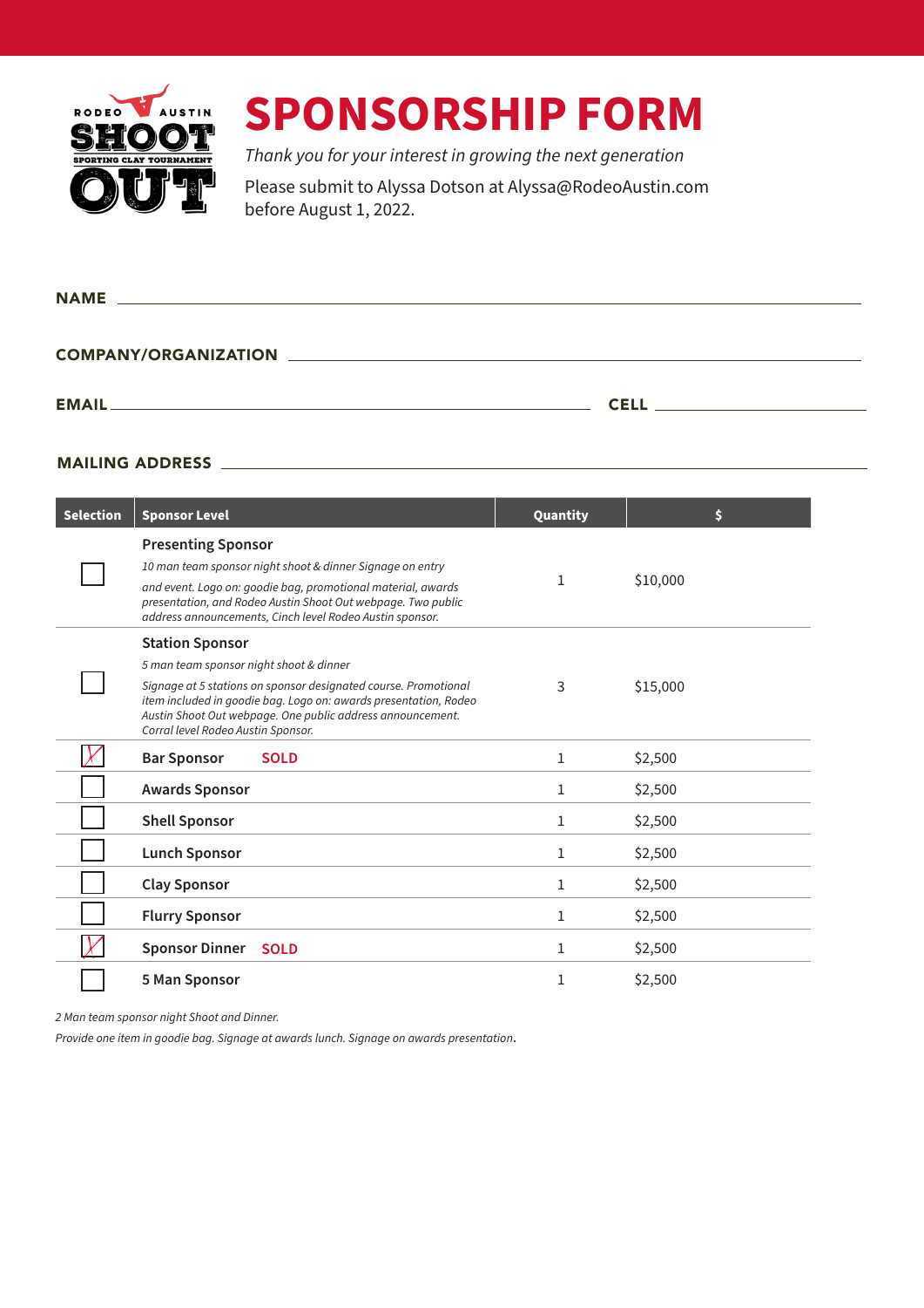# SPONSORSHIP FORM

*Thank you for your interest in growing the next generation*

Please submit to Alyssa Dotson at Alyssa@RodeoAustin.com before August 1, 2022.

**NAME** ______________________________________________

**COMPANY/ORGANIZATION** ______________________________________________

**EMAIL** ______________________________ **CELL** ______________________

**MAILING ADDRESS** ______________________________________________

| Selection | Sponsor Level | Quantity | $ |
|---|---|---|---|
| ☐ | **Presenting Sponsor**<br>*10 man team sponsor night shoot & dinner Signage on entry and event. Logo on: goodie bag, promotional material, awards presentation, and Rodeo Austin Shoot Out webpage. Two public address announcements, Cinch level Rodeo Austin sponsor.* | 1 | $10,000 |
| ☐ | **Station Sponsor**<br>*5 man team sponsor night shoot & dinner*<br>*Signage at 5 stations on sponsor designated course. Promotional item included in goodie bag. Logo on: awards presentation, Rodeo Austin Shoot Out webpage. One public address announcement. Corral level Rodeo Austin Sponsor.* | 3 | $15,000 |
| ☒ | **Bar Sponsor** SOLD | 1 | $2,500 |
| ☐ | **Awards Sponsor** | 1 | $2,500 |
| ☐ | **Shell Sponsor** | 1 | $2,500 |
| ☐ | **Lunch Sponsor** | 1 | $2,500 |
| ☐ | **Clay Sponsor** | 1 | $2,500 |
| ☐ | **Flurry Sponsor** | 1 | $2,500 |
| ☒ | **Sponsor Dinner** SOLD | 1 | $2,500 |
| ☐ | **5 Man Sponsor** | 1 | $2,500 |

*2 Man team sponsor night Shoot and Dinner.*

*Provide one item in goodie bag. Signage at awards lunch. Signage on awards presentation.*